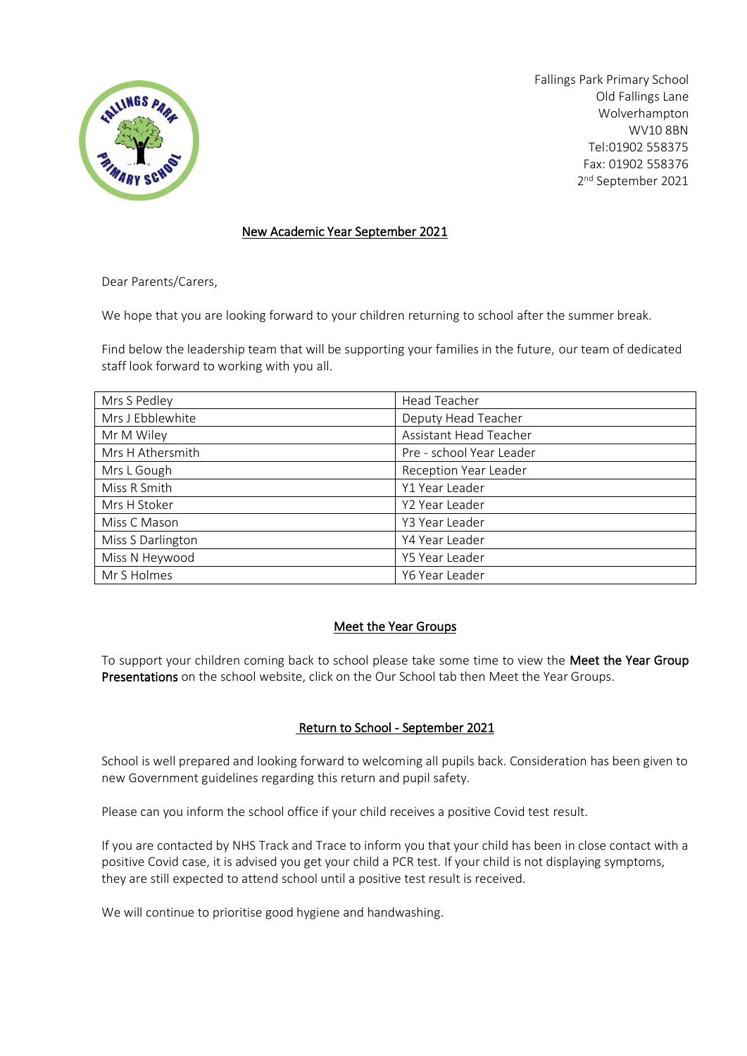Fallings Park Primary School
Old Fallings Lane
Wolverhampton
WV10 8BN
Tel:01902 558375
Fax: 01902 558376
2nd September 2021

## New Academic Year September 2021

Dear Parents/Carers,

We hope that you are looking forward to your children returning to school after the summer break.

Find below the leadership team that will be supporting your families in the future, our team of dedicated staff look forward to working with you all.

| Mrs S Pedley | Head Teacher |
|---|---|
| Mrs J Ebblewhite | Deputy Head Teacher |
| Mr M Wiley | Assistant Head Teacher |
| Mrs H Athersmith | Pre - school Year Leader |
| Mrs L Gough | Reception Year Leader |
| Miss R Smith | Y1 Year Leader |
| Mrs H Stoker | Y2 Year Leader |
| Miss C Mason | Y3 Year Leader |
| Miss S Darlington | Y4 Year Leader |
| Miss N Heywood | Y5 Year Leader |
| Mr S Holmes | Y6 Year Leader |

## Meet the Year Groups

To support your children coming back to school please take some time to view the **Meet the Year Group Presentations** on the school website, click on the Our School tab then Meet the Year Groups.

## Return to School - September 2021

School is well prepared and looking forward to welcoming all pupils back. Consideration has been given to new Government guidelines regarding this return and pupil safety.

Please can you inform the school office if your child receives a positive Covid test result.

If you are contacted by NHS Track and Trace to inform you that your child has been in close contact with a positive Covid case, it is advised you get your child a PCR test. If your child is not displaying symptoms, they are still expected to attend school until a positive test result is received.

We will continue to prioritise good hygiene and handwashing.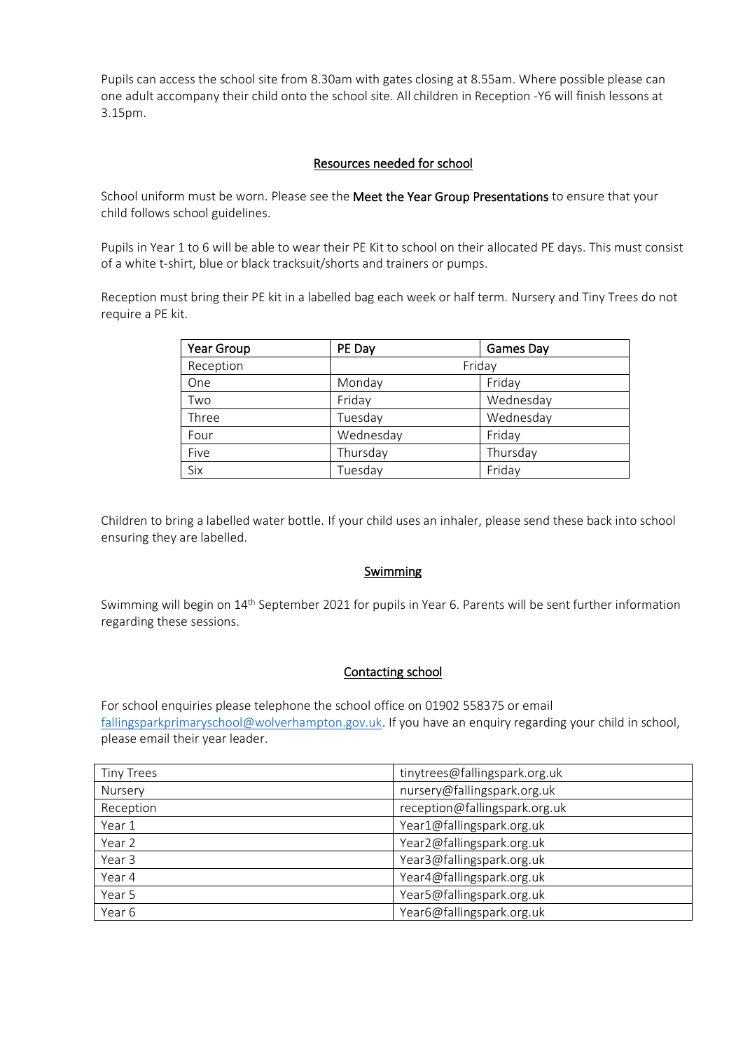Pupils can access the school site from 8.30am with gates closing at 8.55am. Where possible please can one adult accompany their child onto the school site. All children in Reception -Y6 will finish lessons at 3.15pm.

## Resources needed for school

School uniform must be worn. Please see the **Meet the Year Group Presentations** to ensure that your child follows school guidelines.

Pupils in Year 1 to 6 will be able to wear their PE Kit to school on their allocated PE days. This must consist of a white t-shirt, blue or black tracksuit/shorts and trainers or pumps.

Reception must bring their PE kit in a labelled bag each week or half term. Nursery and Tiny Trees do not require a PE kit.

| Year Group | PE Day | Games Day |
|---|---|---|
| Reception | Friday | |
| One | Monday | Friday |
| Two | Friday | Wednesday |
| Three | Tuesday | Wednesday |
| Four | Wednesday | Friday |
| Five | Thursday | Thursday |
| Six | Tuesday | Friday |

Children to bring a labelled water bottle. If your child uses an inhaler, please send these back into school ensuring they are labelled.

## Swimming

Swimming will begin on 14th September 2021 for pupils in Year 6. Parents will be sent further information regarding these sessions.

## Contacting school

For school enquiries please telephone the school office on 01902 558375 or email fallingsparkprimaryschool@wolverhampton.gov.uk. If you have an enquiry regarding your child in school, please email their year leader.

| | |
|---|---|
| Tiny Trees | tinytrees@fallingspark.org.uk |
| Nursery | nursery@fallingspark.org.uk |
| Reception | reception@fallingspark.org.uk |
| Year 1 | Year1@fallingspark.org.uk |
| Year 2 | Year2@fallingspark.org.uk |
| Year 3 | Year3@fallingspark.org.uk |
| Year 4 | Year4@fallingspark.org.uk |
| Year 5 | Year5@fallingspark.org.uk |
| Year 6 | Year6@fallingspark.org.uk |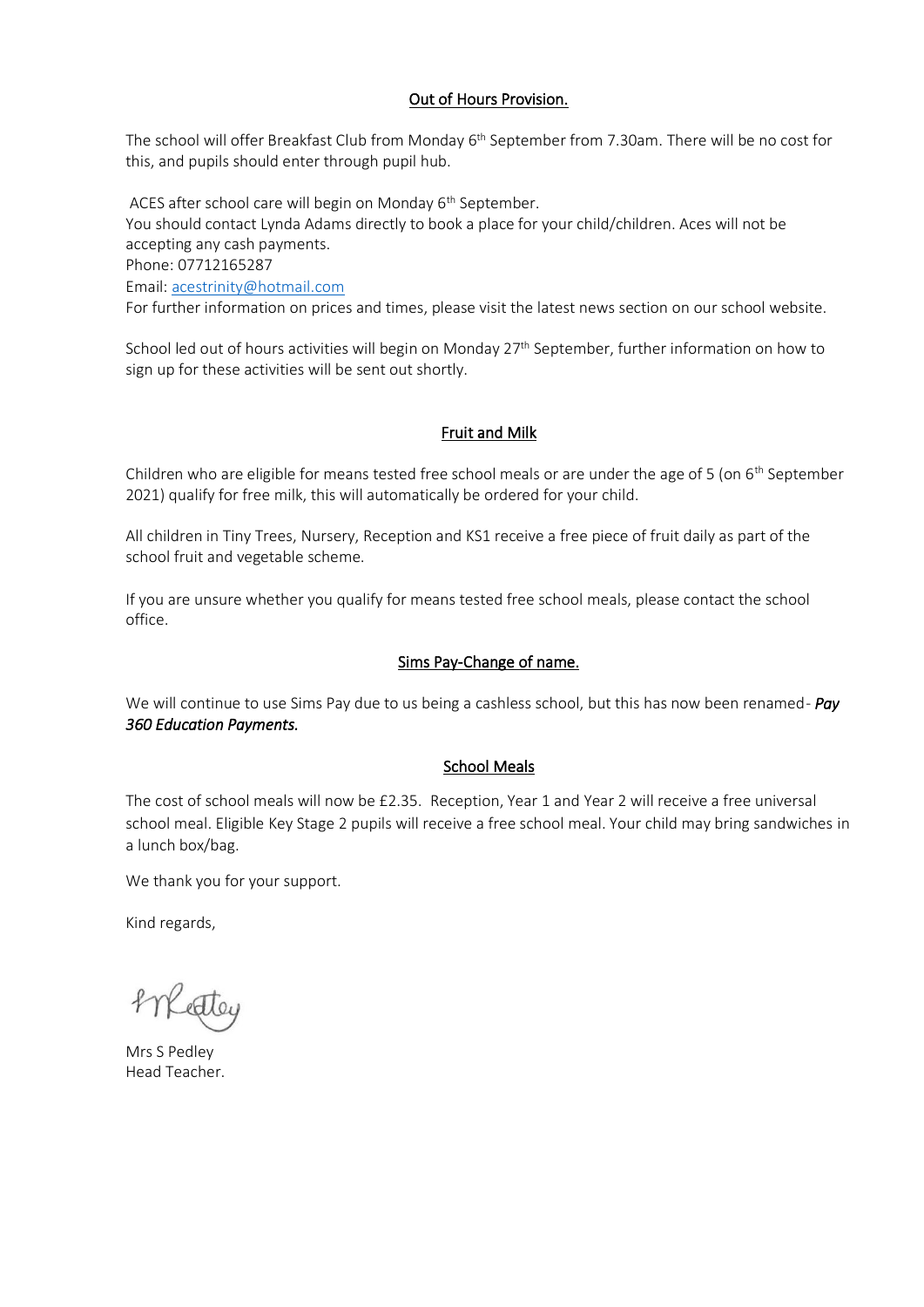## Out of Hours Provision.

The school will offer Breakfast Club from Monday 6th September from 7.30am. There will be no cost for this, and pupils should enter through pupil hub.

ACES after school care will begin on Monday 6th September.
You should contact Lynda Adams directly to book a place for your child/children. Aces will not be accepting any cash payments.
Phone: 07712165287
Email: acestrinity@hotmail.com
For further information on prices and times, please visit the latest news section on our school website.

School led out of hours activities will begin on Monday 27th September, further information on how to sign up for these activities will be sent out shortly.

## Fruit and Milk

Children who are eligible for means tested free school meals or are under the age of 5 (on 6th September 2021) qualify for free milk, this will automatically be ordered for your child.

All children in Tiny Trees, Nursery, Reception and KS1 receive a free piece of fruit daily as part of the school fruit and vegetable scheme.

If you are unsure whether you qualify for means tested free school meals, please contact the school office.

## Sims Pay-Change of name.

We will continue to use Sims Pay due to us being a cashless school, but this has now been renamed- ***Pay 360 Education Payments.***

## School Meals

The cost of school meals will now be £2.35. Reception, Year 1 and Year 2 will receive a free universal school meal. Eligible Key Stage 2 pupils will receive a free school meal. Your child may bring sandwiches in a lunch box/bag.

We thank you for your support.

Kind regards,

Mrs S Pedley
Head Teacher.